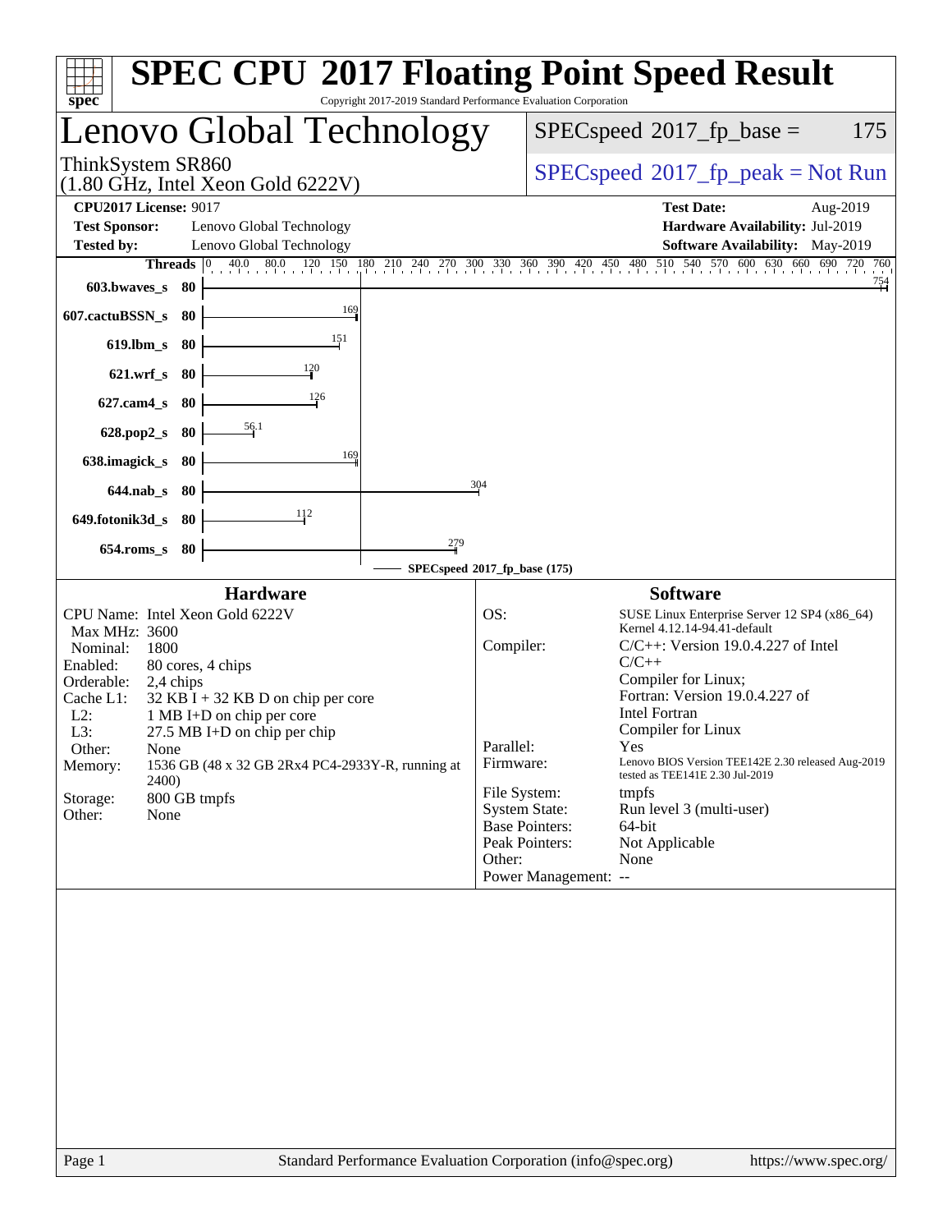# SPEC CPU 2017 Floating Point Speed Result

Copyright 2017-2019 Standard Performance Evaluation Corporation

## Lenovo Global Technology

ThinkSystem SR860
(1.80 GHz, Intel Xeon Gold 6222V)

SPECspeed 2017_fp_base = 175

SPECspeed 2017_fp_peak = Not Run

**CPU2017 License:** 9017
**Test Sponsor:** Lenovo Global Technology
**Tested by:** Lenovo Global Technology

**Test Date:** Aug-2019
**Hardware Availability:** Jul-2019
**Software Availability:** May-2019

| Benchmark | Threads | Base Ratio |
|---|---|---|
| 603.bwaves_s | 80 | 754 |
| 607.cactuBSSN_s | 80 | 169 |
| 619.lbm_s | 80 | 151 |
| 621.wrf_s | 80 | 120 |
| 627.cam4_s | 80 | 126 |
| 628.pop2_s | 80 | 56.1 |
| 638.imagick_s | 80 | 169 |
| 644.nab_s | 80 | 304 |
| 649.fotonik3d_s | 80 | 112 |
| 654.roms_s | 80 | 279 |

SPECspeed 2017_fp_base (175)

### Hardware

| | |
|---|---|
| CPU Name: | Intel Xeon Gold 6222V |
| Max MHz: | 3600 |
| Nominal: | 1800 |
| Enabled: | 80 cores, 4 chips |
| Orderable: | 2,4 chips |
| Cache L1: | 32 KB I + 32 KB D on chip per core |
| L2: | 1 MB I+D on chip per core |
| L3: | 27.5 MB I+D on chip per chip |
| Other: | None |
| Memory: | 1536 GB (48 x 32 GB 2Rx4 PC4-2933Y-R, running at 2400) |
| Storage: | 800 GB tmpfs |
| Other: | None |

### Software

| | |
|---|---|
| OS: | SUSE Linux Enterprise Server 12 SP4 (x86_64) Kernel 4.12.14-94.41-default |
| Compiler: | C/C++: Version 19.0.4.227 of Intel C/C++ Compiler for Linux; Fortran: Version 19.0.4.227 of Intel Fortran Compiler for Linux |
| Parallel: | Yes |
| Firmware: | Lenovo BIOS Version TEE142E 2.30 released Aug-2019 tested as TEE141E 2.30 Jul-2019 |
| File System: | tmpfs |
| System State: | Run level 3 (multi-user) |
| Base Pointers: | 64-bit |
| Peak Pointers: | Not Applicable |
| Other: | None |
| Power Management: | -- |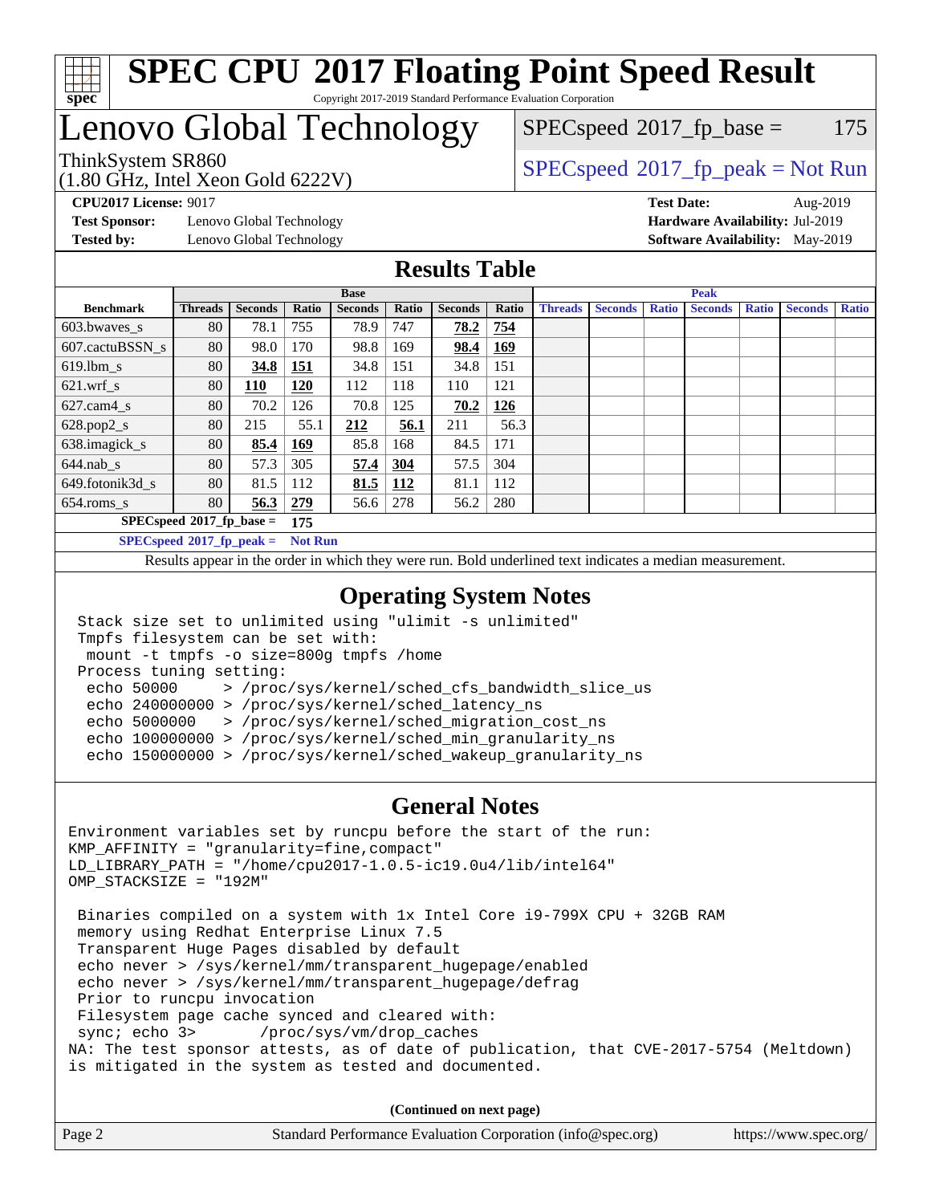# SPEC CPU 2017 Floating Point Speed Result

Copyright 2017-2019 Standard Performance Evaluation Corporation

## Lenovo Global Technology

ThinkSystem SR860
(1.80 GHz, Intel Xeon Gold 6222V)

SPECspeed 2017_fp_base = 175

SPECspeed 2017_fp_peak = Not Run

**CPU2017 License:** 9017
**Test Sponsor:** Lenovo Global Technology
**Tested by:** Lenovo Global Technology

**Test Date:** Aug-2019
**Hardware Availability:** Jul-2019
**Software Availability:** May-2019

## Results Table

| | Base | | | | | | | Peak | | | | | | |
|---|---|---|---|---|---|---|---|---|---|---|---|---|---|---|
| **Benchmark** | **Threads** | **Seconds** | **Ratio** | **Seconds** | **Ratio** | **Seconds** | **Ratio** | **Threads** | **Seconds** | **Ratio** | **Seconds** | **Ratio** | **Seconds** | **Ratio** |
| 603.bwaves_s | 80 | 78.1 | 755 | 78.9 | 747 | **78.2** | **754** | | | | | | | |
| 607.cactuBSSN_s | 80 | 98.0 | 170 | 98.8 | 169 | **98.4** | **169** | | | | | | | |
| 619.lbm_s | 80 | **34.8** | **151** | 34.8 | 151 | 34.8 | 151 | | | | | | | |
| 621.wrf_s | 80 | **110** | **120** | 112 | 118 | 110 | 121 | | | | | | | |
| 627.cam4_s | 80 | 70.2 | 126 | 70.8 | 125 | **70.2** | **126** | | | | | | | |
| 628.pop2_s | 80 | 215 | 55.1 | **212** | **56.1** | 211 | 56.3 | | | | | | | |
| 638.imagick_s | 80 | **85.4** | **169** | 85.8 | 168 | 84.5 | 171 | | | | | | | |
| 644.nab_s | 80 | 57.3 | 305 | **57.4** | **304** | 57.5 | 304 | | | | | | | |
| 649.fotonik3d_s | 80 | 81.5 | 112 | **81.5** | **112** | 81.1 | 112 | | | | | | | |
| 654.roms_s | 80 | **56.3** | **279** | 56.6 | 278 | 56.2 | 280 | | | | | | | |

**SPECspeed 2017_fp_base = 175**

**SPECspeed 2017_fp_peak = Not Run**

Results appear in the order in which they were run. Bold underlined text indicates a median measurement.

## Operating System Notes

```
Stack size set to unlimited using "ulimit -s unlimited"
Tmpfs filesystem can be set with:
 mount -t tmpfs -o size=800g tmpfs /home
Process tuning setting:
 echo 50000     > /proc/sys/kernel/sched_cfs_bandwidth_slice_us
 echo 240000000 > /proc/sys/kernel/sched_latency_ns
 echo 5000000   > /proc/sys/kernel/sched_migration_cost_ns
 echo 100000000 > /proc/sys/kernel/sched_min_granularity_ns
 echo 150000000 > /proc/sys/kernel/sched_wakeup_granularity_ns
```

## General Notes

```
Environment variables set by runcpu before the start of the run:
KMP_AFFINITY = "granularity=fine,compact"
LD_LIBRARY_PATH = "/home/cpu2017-1.0.5-ic19.0u4/lib/intel64"
OMP_STACKSIZE = "192M"

 Binaries compiled on a system with 1x Intel Core i9-799X CPU + 32GB RAM
 memory using Redhat Enterprise Linux 7.5
 Transparent Huge Pages disabled by default
 echo never > /sys/kernel/mm/transparent_hugepage/enabled
 echo never > /sys/kernel/mm/transparent_hugepage/defrag
 Prior to runcpu invocation
 Filesystem page cache synced and cleared with:
 sync; echo 3>       /proc/sys/vm/drop_caches
NA: The test sponsor attests, as of date of publication, that CVE-2017-5754 (Meltdown)
is mitigated in the system as tested and documented.
```

**(Continued on next page)**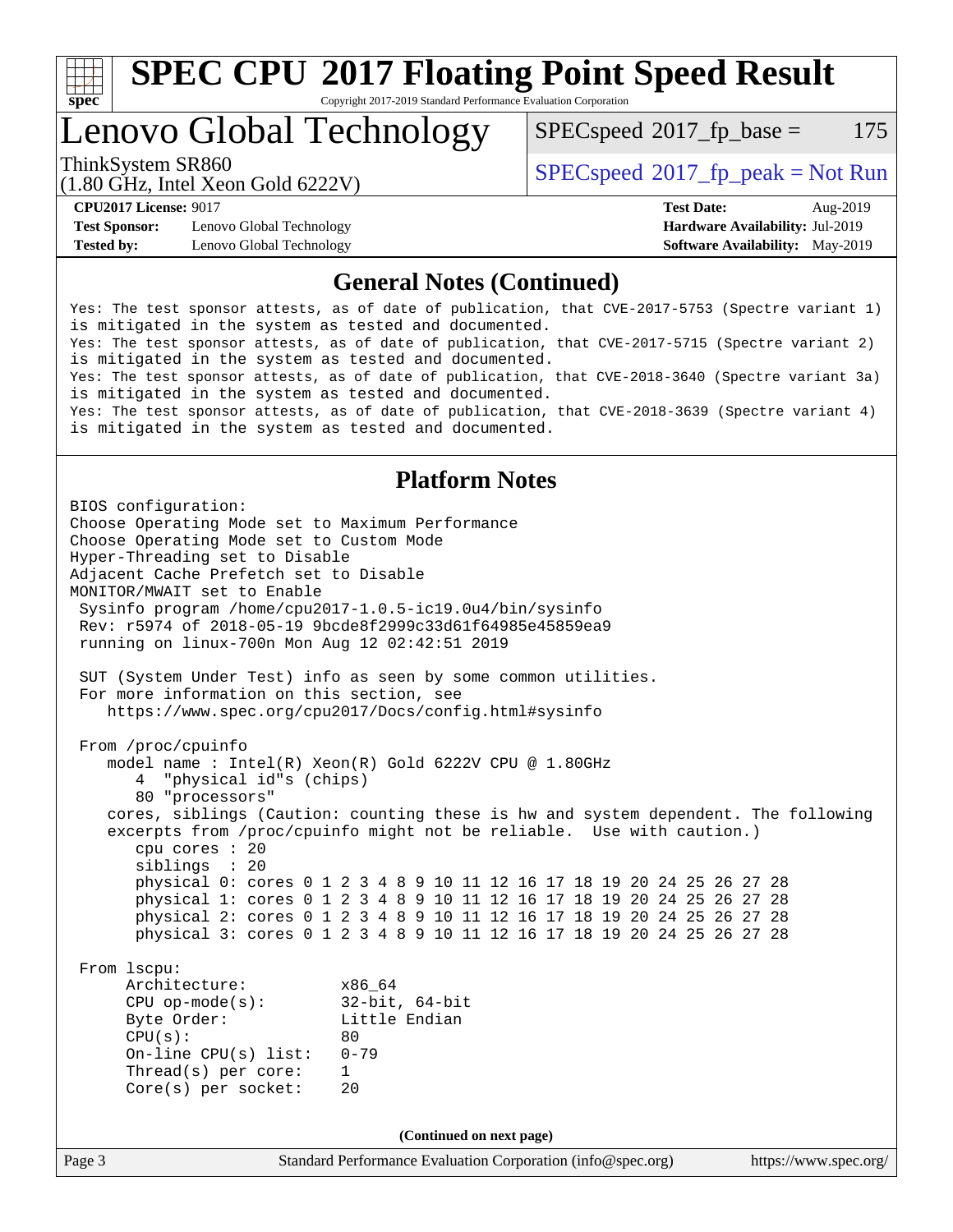## General Notes (Continued)

```
Yes: The test sponsor attests, as of date of publication, that CVE-2017-5753 (Spectre variant 1)
is mitigated in the system as tested and documented.
Yes: The test sponsor attests, as of date of publication, that CVE-2017-5715 (Spectre variant 2)
is mitigated in the system as tested and documented.
Yes: The test sponsor attests, as of date of publication, that CVE-2018-3640 (Spectre variant 3a)
is mitigated in the system as tested and documented.
Yes: The test sponsor attests, as of date of publication, that CVE-2018-3639 (Spectre variant 4)
is mitigated in the system as tested and documented.
```

## Platform Notes

```
BIOS configuration:
Choose Operating Mode set to Maximum Performance
Choose Operating Mode set to Custom Mode
Hyper-Threading set to Disable
Adjacent Cache Prefetch set to Disable
MONITOR/MWAIT set to Enable
 Sysinfo program /home/cpu2017-1.0.5-ic19.0u4/bin/sysinfo
 Rev: r5974 of 2018-05-19 9bcde8f2999c33d61f64985e45859ea9
 running on linux-700n Mon Aug 12 02:42:51 2019

 SUT (System Under Test) info as seen by some common utilities.
 For more information on this section, see
    https://www.spec.org/cpu2017/Docs/config.html#sysinfo

 From /proc/cpuinfo
    model name : Intel(R) Xeon(R) Gold 6222V CPU @ 1.80GHz
       4  "physical id"s (chips)
       80 "processors"
    cores, siblings (Caution: counting these is hw and system dependent. The following
    excerpts from /proc/cpuinfo might not be reliable.  Use with caution.)
       cpu cores : 20
       siblings  : 20
       physical 0: cores 0 1 2 3 4 8 9 10 11 12 16 17 18 19 20 24 25 26 27 28
       physical 1: cores 0 1 2 3 4 8 9 10 11 12 16 17 18 19 20 24 25 26 27 28
       physical 2: cores 0 1 2 3 4 8 9 10 11 12 16 17 18 19 20 24 25 26 27 28
       physical 3: cores 0 1 2 3 4 8 9 10 11 12 16 17 18 19 20 24 25 26 27 28

 From lscpu:
      Architecture:          x86_64
      CPU op-mode(s):        32-bit, 64-bit
      Byte Order:            Little Endian
      CPU(s):                80
      On-line CPU(s) list:   0-79
      Thread(s) per core:    1
      Core(s) per socket:    20
```

(Continued on next page)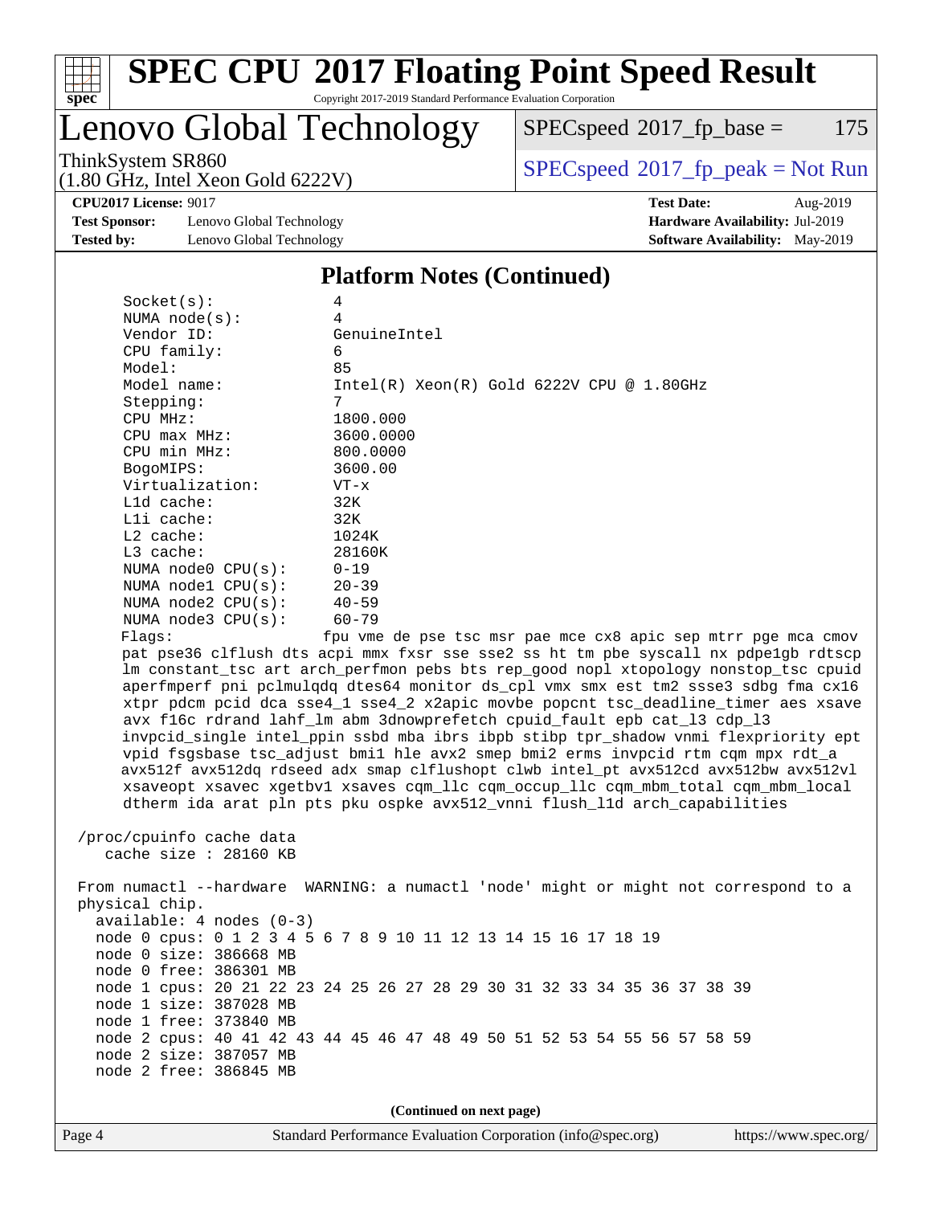## Platform Notes (Continued)

```
Socket(s):           4
NUMA node(s):        4
Vendor ID:           GenuineIntel
CPU family:          6
Model:               85
Model name:          Intel(R) Xeon(R) Gold 6222V CPU @ 1.80GHz
Stepping:            7
CPU MHz:             1800.000
CPU max MHz:         3600.0000
CPU min MHz:         800.0000
BogoMIPS:            3600.00
Virtualization:      VT-x
L1d cache:           32K
L1i cache:           32K
L2 cache:            1024K
L3 cache:            28160K
NUMA node0 CPU(s):   0-19
NUMA node1 CPU(s):   20-39
NUMA node2 CPU(s):   40-59
NUMA node3 CPU(s):   60-79
Flags:               fpu vme de pse tsc msr pae mce cx8 apic sep mtrr pge mca cmov
pat pse36 clflush dts acpi mmx fxsr sse sse2 ss ht tm pbe syscall nx pdpe1gb rdtscp
lm constant_tsc art arch_perfmon pebs bts rep_good nopl xtopology nonstop_tsc cpuid
aperfmperf pni pclmulqdq dtes64 monitor ds_cpl vmx smx est tm2 ssse3 sdbg fma cx16
xtpr pdcm pcid dca sse4_1 sse4_2 x2apic movbe popcnt tsc_deadline_timer aes xsave
avx f16c rdrand lahf_lm abm 3dnowprefetch cpuid_fault epb cat_l3 cdp_l3
invpcid_single intel_ppin ssbd mba ibrs ibpb stibp tpr_shadow vnmi flexpriority ept
vpid fsgsbase tsc_adjust bmi1 hle avx2 smep bmi2 erms invpcid rtm cqm mpx rdt_a
avx512f avx512dq rdseed adx smap clflushopt clwb intel_pt avx512cd avx512bw avx512vl
xsaveopt xsavec xgetbv1 xsaves cqm_llc cqm_occup_llc cqm_mbm_total cqm_mbm_local
dtherm ida arat pln pts pku ospke avx512_vnni flush_l1d arch_capabilities

/proc/cpuinfo cache data
   cache size : 28160 KB

From numactl --hardware  WARNING: a numactl 'node' might or might not correspond to a
physical chip.
  available: 4 nodes (0-3)
  node 0 cpus: 0 1 2 3 4 5 6 7 8 9 10 11 12 13 14 15 16 17 18 19
  node 0 size: 386668 MB
  node 0 free: 386301 MB
  node 1 cpus: 20 21 22 23 24 25 26 27 28 29 30 31 32 33 34 35 36 37 38 39
  node 1 size: 387028 MB
  node 1 free: 373840 MB
  node 2 cpus: 40 41 42 43 44 45 46 47 48 49 50 51 52 53 54 55 56 57 58 59
  node 2 size: 387057 MB
  node 2 free: 386845 MB
```

(Continued on next page)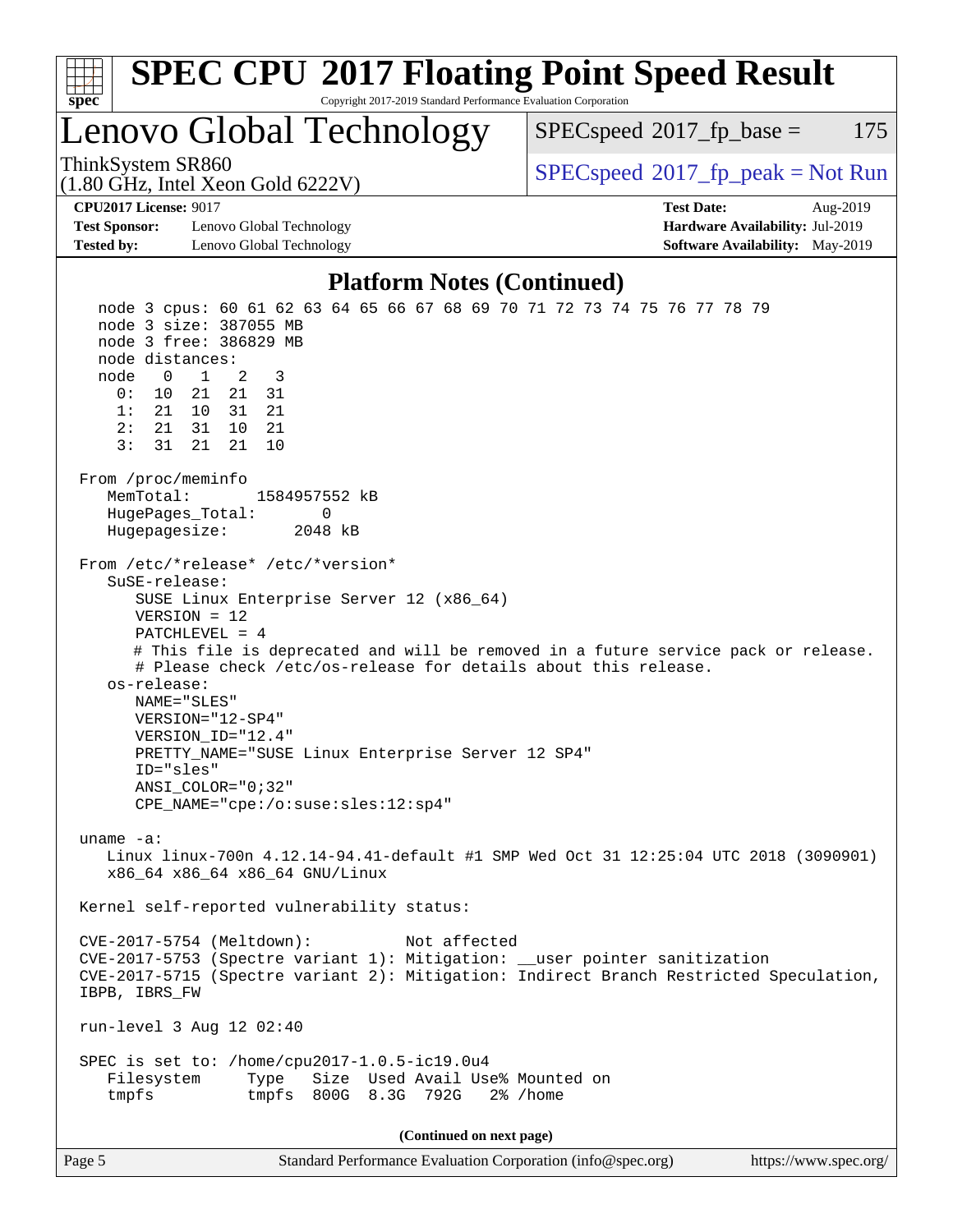# SPEC CPU 2017 Floating Point Speed Result

Copyright 2017-2019 Standard Performance Evaluation Corporation

## Lenovo Global Technology

ThinkSystem SR860
(1.80 GHz, Intel Xeon Gold 6222V)

SPECspeed 2017_fp_base = 175

SPECspeed 2017_fp_peak = Not Run

**CPU2017 License:** 9017
**Test Sponsor:** Lenovo Global Technology
**Tested by:** Lenovo Global Technology

**Test Date:** Aug-2019
**Hardware Availability:** Jul-2019
**Software Availability:** May-2019

### Platform Notes (Continued)

```
   node 3 cpus: 60 61 62 63 64 65 66 67 68 69 70 71 72 73 74 75 76 77 78 79
   node 3 size: 387055 MB
   node 3 free: 386829 MB
   node distances:
   node   0   1   2   3
     0:  10  21  21  31
     1:  21  10  31  21
     2:  21  31  10  21
     3:  31  21  21  10

 From /proc/meminfo
    MemTotal:       1584957552 kB
    HugePages_Total:       0
    Hugepagesize:       2048 kB

 From /etc/*release* /etc/*version*
    SuSE-release:
       SUSE Linux Enterprise Server 12 (x86_64)
       VERSION = 12
       PATCHLEVEL = 4
       # This file is deprecated and will be removed in a future service pack or release.
       # Please check /etc/os-release for details about this release.
    os-release:
       NAME="SLES"
       VERSION="12-SP4"
       VERSION_ID="12.4"
       PRETTY_NAME="SUSE Linux Enterprise Server 12 SP4"
       ID="sles"
       ANSI_COLOR="0;32"
       CPE_NAME="cpe:/o:suse:sles:12:sp4"

 uname -a:
    Linux linux-700n 4.12.14-94.41-default #1 SMP Wed Oct 31 12:25:04 UTC 2018 (3090901)
    x86_64 x86_64 x86_64 GNU/Linux

 Kernel self-reported vulnerability status:

 CVE-2017-5754 (Meltdown):          Not affected
 CVE-2017-5753 (Spectre variant 1): Mitigation: __user pointer sanitization
 CVE-2017-5715 (Spectre variant 2): Mitigation: Indirect Branch Restricted Speculation,
 IBPB, IBRS_FW

 run-level 3 Aug 12 02:40

 SPEC is set to: /home/cpu2017-1.0.5-ic19.0u4
    Filesystem     Type   Size  Used Avail Use% Mounted on
    tmpfs          tmpfs  800G  8.3G  792G   2% /home
```

(Continued on next page)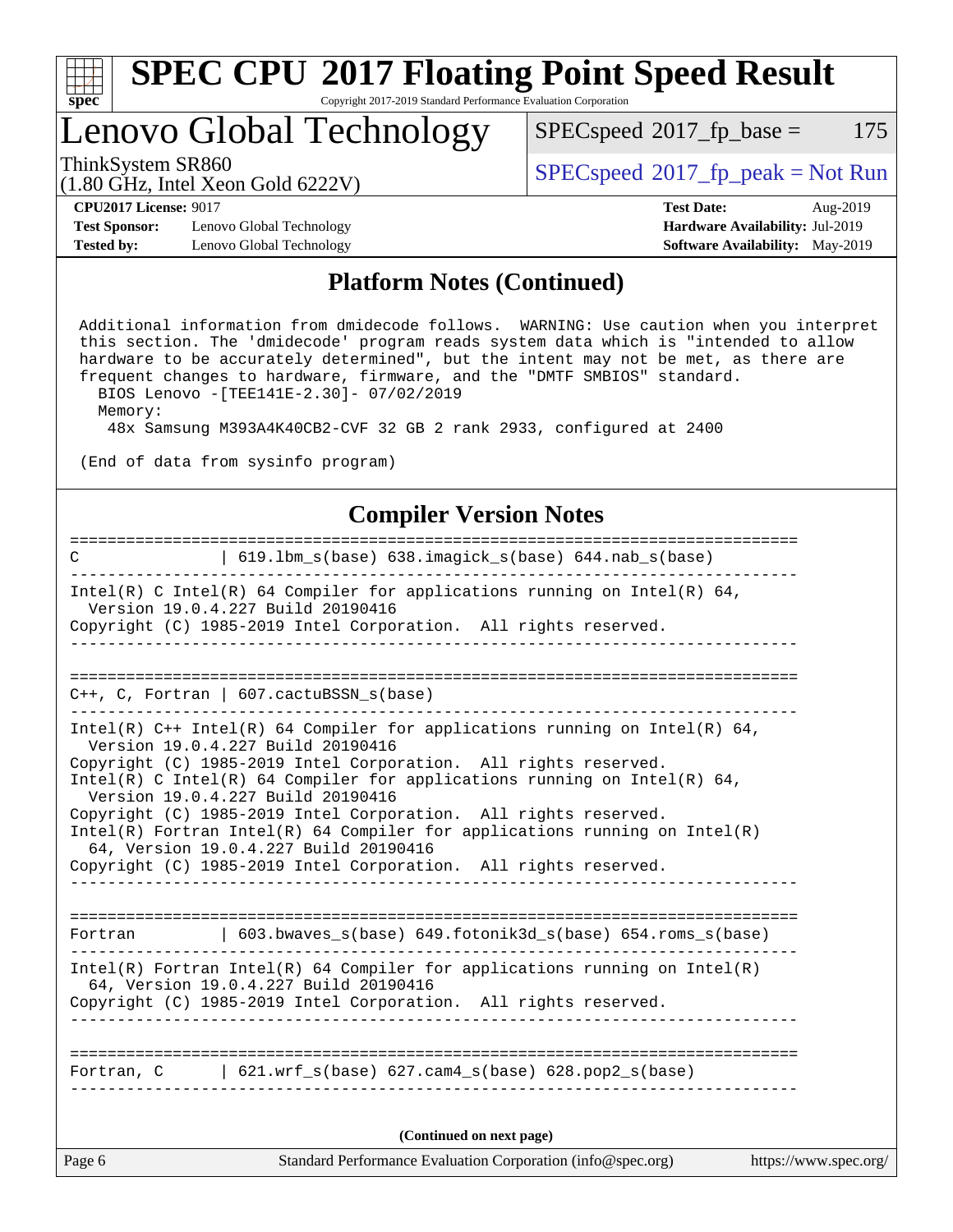## Platform Notes (Continued)

```
 Additional information from dmidecode follows.  WARNING: Use caution when you interpret
 this section. The 'dmidecode' program reads system data which is "intended to allow
 hardware to be accurately determined", but the intent may not be met, as there are
 frequent changes to hardware, firmware, and the "DMTF SMBIOS" standard.
   BIOS Lenovo -[TEE141E-2.30]- 07/02/2019
   Memory:
    48x Samsung M393A4K40CB2-CVF 32 GB 2 rank 2933, configured at 2400

(End of data from sysinfo program)
```

## Compiler Version Notes

```
==============================================================================
C               | 619.lbm_s(base) 638.imagick_s(base) 644.nab_s(base)
------------------------------------------------------------------------------
Intel(R) C Intel(R) 64 Compiler for applications running on Intel(R) 64,
  Version 19.0.4.227 Build 20190416
Copyright (C) 1985-2019 Intel Corporation.  All rights reserved.
------------------------------------------------------------------------------

==============================================================================
C++, C, Fortran | 607.cactuBSSN_s(base)
------------------------------------------------------------------------------
Intel(R) C++ Intel(R) 64 Compiler for applications running on Intel(R) 64,
  Version 19.0.4.227 Build 20190416
Copyright (C) 1985-2019 Intel Corporation.  All rights reserved.
Intel(R) C Intel(R) 64 Compiler for applications running on Intel(R) 64,
  Version 19.0.4.227 Build 20190416
Copyright (C) 1985-2019 Intel Corporation.  All rights reserved.
Intel(R) Fortran Intel(R) 64 Compiler for applications running on Intel(R)
  64, Version 19.0.4.227 Build 20190416
Copyright (C) 1985-2019 Intel Corporation.  All rights reserved.
------------------------------------------------------------------------------

==============================================================================
Fortran         | 603.bwaves_s(base) 649.fotonik3d_s(base) 654.roms_s(base)
------------------------------------------------------------------------------
Intel(R) Fortran Intel(R) 64 Compiler for applications running on Intel(R)
  64, Version 19.0.4.227 Build 20190416
Copyright (C) 1985-2019 Intel Corporation.  All rights reserved.
------------------------------------------------------------------------------

==============================================================================
Fortran, C      | 621.wrf_s(base) 627.cam4_s(base) 628.pop2_s(base)
------------------------------------------------------------------------------
```

(Continued on next page)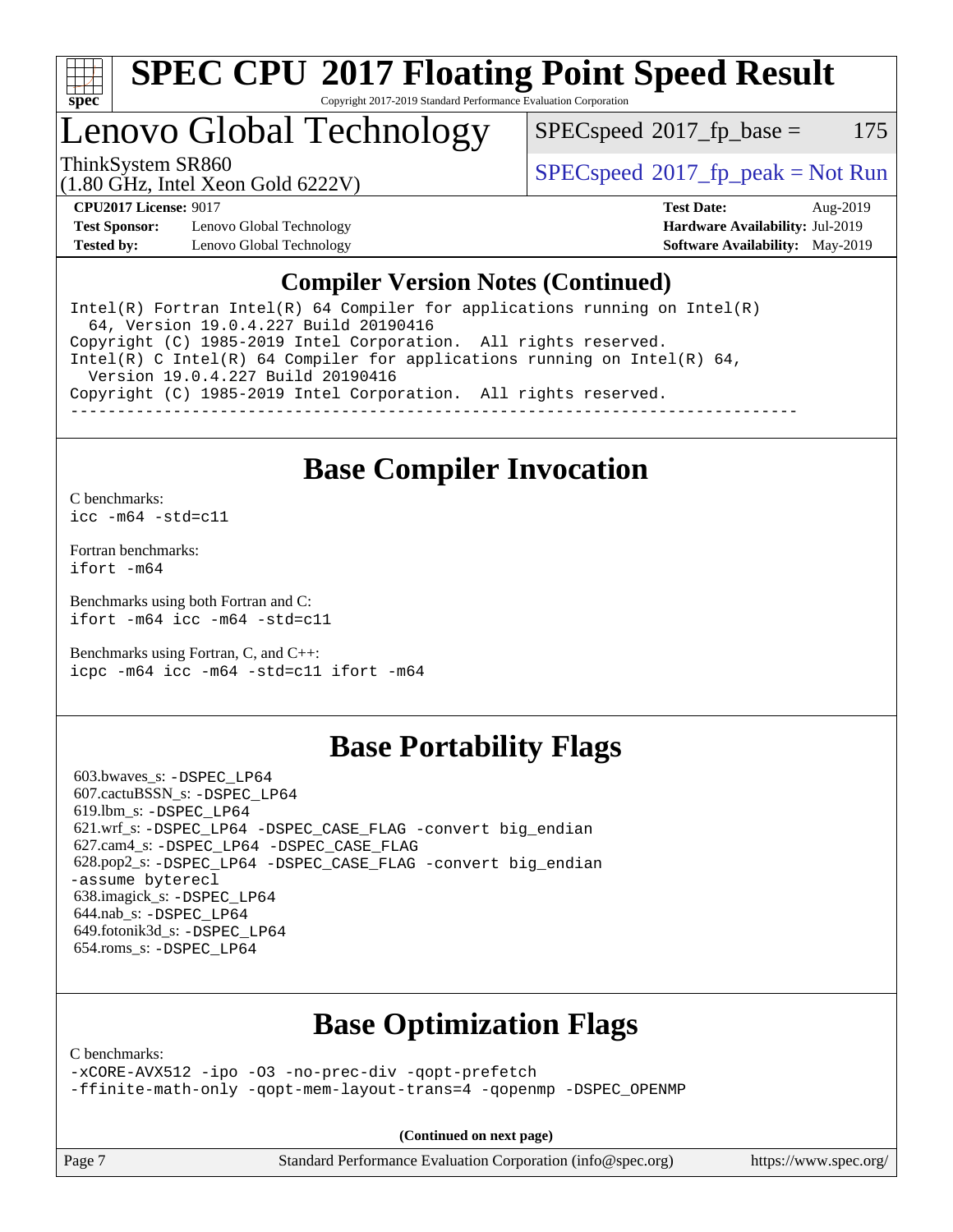# SPEC CPU 2017 Floating Point Speed Result

Copyright 2017-2019 Standard Performance Evaluation Corporation

# Lenovo Global Technology

ThinkSystem SR860
(1.80 GHz, Intel Xeon Gold 6222V)

SPECspeed 2017_fp_base = 175

SPECspeed 2017_fp_peak = Not Run

**CPU2017 License:** 9017
**Test Sponsor:** Lenovo Global Technology
**Tested by:** Lenovo Global Technology

**Test Date:** Aug-2019
**Hardware Availability:** Jul-2019
**Software Availability:** May-2019

## Compiler Version Notes (Continued)

```
Intel(R) Fortran Intel(R) 64 Compiler for applications running on Intel(R)
  64, Version 19.0.4.227 Build 20190416
Copyright (C) 1985-2019 Intel Corporation.  All rights reserved.
Intel(R) C Intel(R) 64 Compiler for applications running on Intel(R) 64,
  Version 19.0.4.227 Build 20190416
Copyright (C) 1985-2019 Intel Corporation.  All rights reserved.
------------------------------------------------------------------------------
```

## Base Compiler Invocation

C benchmarks:
`icc -m64 -std=c11`

Fortran benchmarks:
`ifort -m64`

Benchmarks using both Fortran and C:
`ifort -m64 icc -m64 -std=c11`

Benchmarks using Fortran, C, and C++:
`icpc -m64 icc -m64 -std=c11 ifort -m64`

## Base Portability Flags

603.bwaves_s: -DSPEC_LP64
607.cactuBSSN_s: -DSPEC_LP64
619.lbm_s: -DSPEC_LP64
621.wrf_s: -DSPEC_LP64 -DSPEC_CASE_FLAG -convert big_endian
627.cam4_s: -DSPEC_LP64 -DSPEC_CASE_FLAG
628.pop2_s: -DSPEC_LP64 -DSPEC_CASE_FLAG -convert big_endian -assume byterecl
638.imagick_s: -DSPEC_LP64
644.nab_s: -DSPEC_LP64
649.fotonik3d_s: -DSPEC_LP64
654.roms_s: -DSPEC_LP64

## Base Optimization Flags

C benchmarks:
`-xCORE-AVX512 -ipo -O3 -no-prec-div -qopt-prefetch -ffinite-math-only -qopt-mem-layout-trans=4 -qopenmp -DSPEC_OPENMP`

**(Continued on next page)**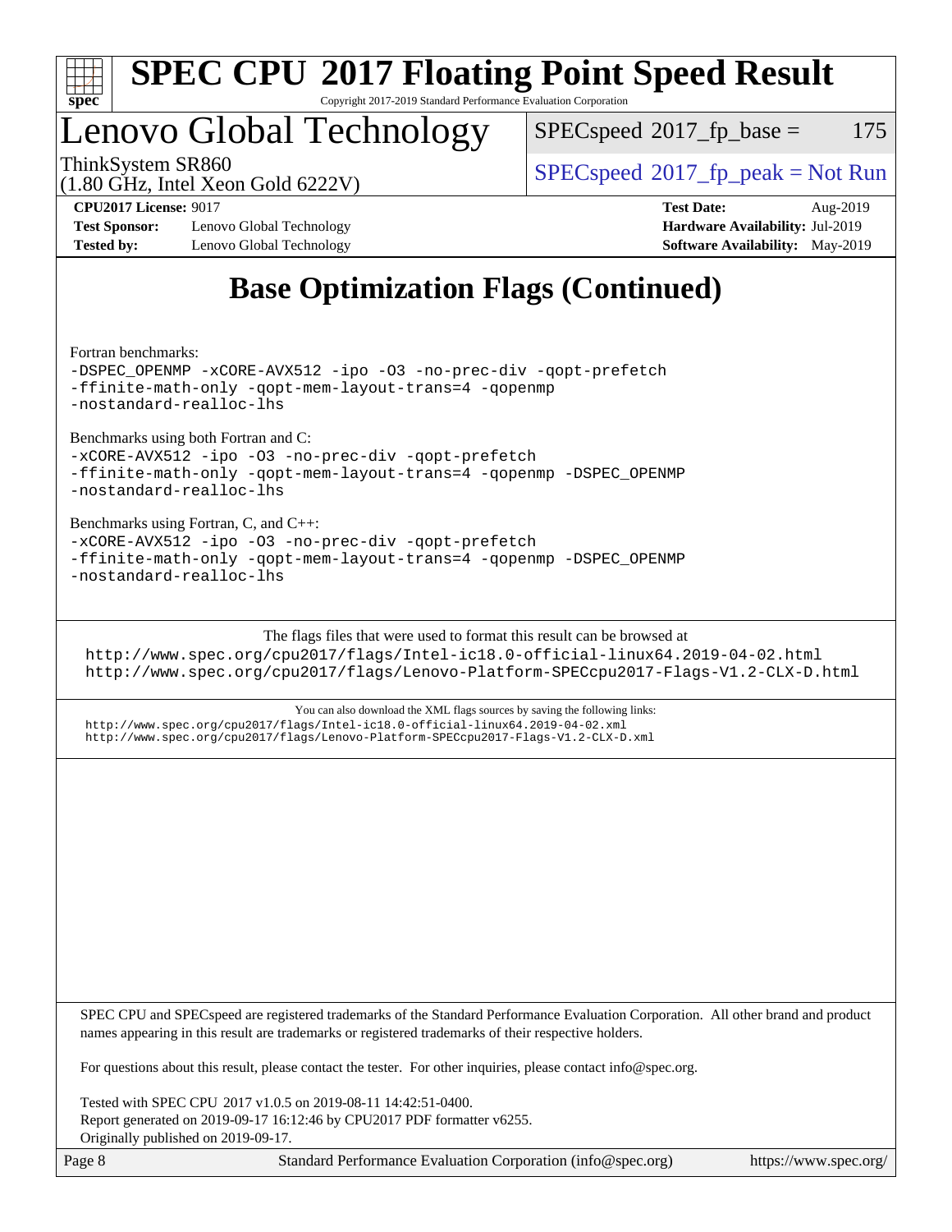# Base Optimization Flags (Continued)

Fortran benchmarks:

```
-DSPEC_OPENMP -xCORE-AVX512 -ipo -O3 -no-prec-div -qopt-prefetch
-ffinite-math-only -qopt-mem-layout-trans=4 -qopenmp
-nostandard-realloc-lhs
```

Benchmarks using both Fortran and C:

```
-xCORE-AVX512 -ipo -O3 -no-prec-div -qopt-prefetch
-ffinite-math-only -qopt-mem-layout-trans=4 -qopenmp -DSPEC_OPENMP
-nostandard-realloc-lhs
```

Benchmarks using Fortran, C, and C++:

```
-xCORE-AVX512 -ipo -O3 -no-prec-div -qopt-prefetch
-ffinite-math-only -qopt-mem-layout-trans=4 -qopenmp -DSPEC_OPENMP
-nostandard-realloc-lhs
```

The flags files that were used to format this result can be browsed at

http://www.spec.org/cpu2017/flags/Intel-ic18.0-official-linux64.2019-04-02.html
http://www.spec.org/cpu2017/flags/Lenovo-Platform-SPECcpu2017-Flags-V1.2-CLX-D.html

You can also download the XML flags sources by saving the following links:

http://www.spec.org/cpu2017/flags/Intel-ic18.0-official-linux64.2019-04-02.xml
http://www.spec.org/cpu2017/flags/Lenovo-Platform-SPECcpu2017-Flags-V1.2-CLX-D.xml

SPEC CPU and SPECspeed are registered trademarks of the Standard Performance Evaluation Corporation. All other brand and product names appearing in this result are trademarks or registered trademarks of their respective holders.

For questions about this result, please contact the tester. For other inquiries, please contact info@spec.org.

Tested with SPEC CPU 2017 v1.0.5 on 2019-08-11 14:42:51-0400.
Report generated on 2019-09-17 16:12:46 by CPU2017 PDF formatter v6255.
Originally published on 2019-09-17.